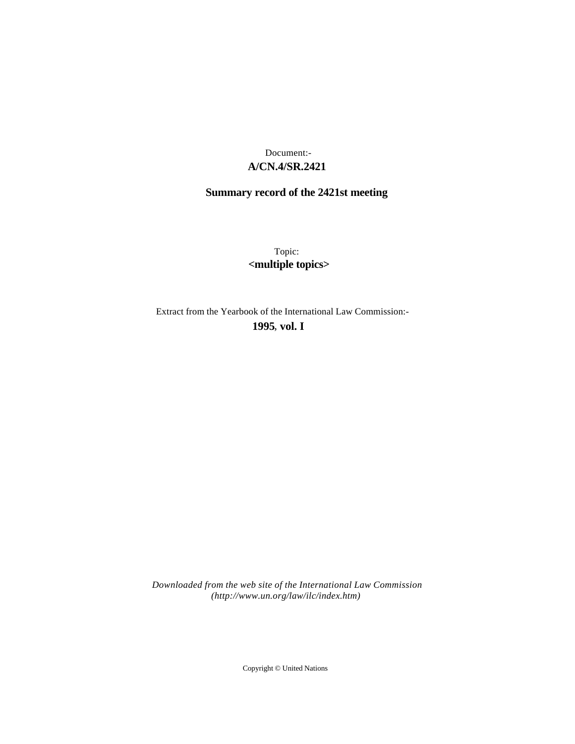Document:-

**A/CN.4/SR.2421**

**Summary record of the 2421st meeting**

Topic:

**<multiple topics>**

Extract from the Yearbook of the International Law Commission:-

**1995, vol. I**

*Downloaded from the web site of the International Law Commission (http://www.un.org/law/ilc/index.htm)*

Copyright © United Nations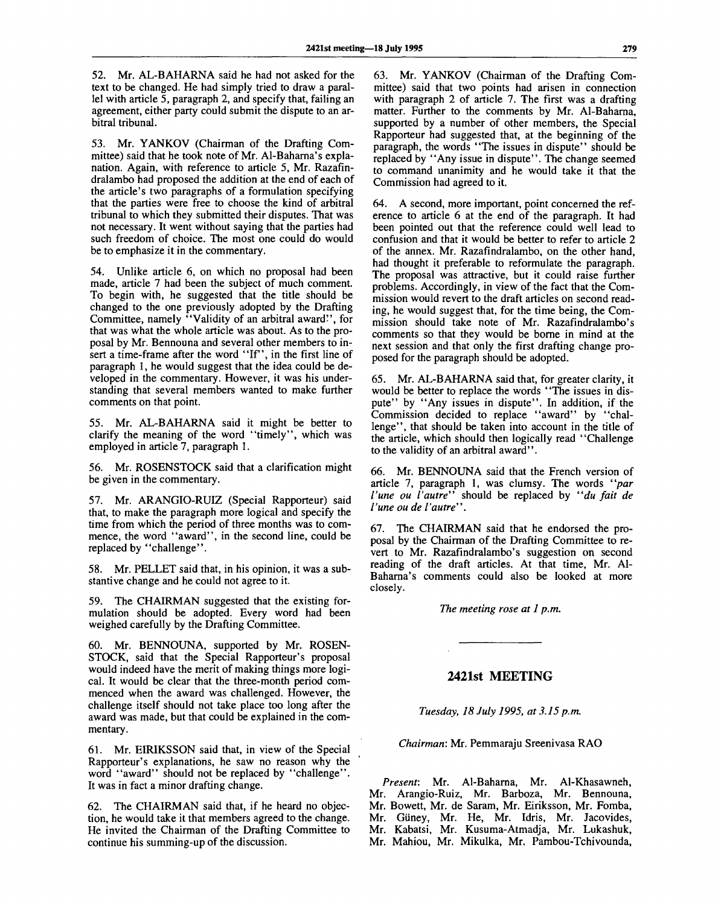52. Mr. AL-BAHARNA said he had not asked for the text to be changed. He had simply tried to draw a parallel with article 5, paragraph 2, and specify that, failing an agreement, either party could submit the dispute to an arbitral tribunal.

53. Mr. YANKOV (Chairman of the Drafting Committee) said that he took note of Mr. Al-Baharna's explanation. Again, with reference to article 5, Mr. Razafindralambo had proposed the addition at the end of each of the article's two paragraphs of a formulation specifying that the parties were free to choose the kind of arbitral tribunal to which they submitted their disputes. That was not necessary. It went without saying that the parties had such freedom of choice. The most one could do would be to emphasize it in the commentary.

54. Unlike article 6, on which no proposal had been made, article 7 had been the subject of much comment. To begin with, he suggested that the title should be changed to the one previously adopted by the Drafting Committee, namely "Validity of an arbitral award", for that was what the whole article was about. As to the proposal by Mr. Bennouna and several other members to insert a time-frame after the word "If", in the first line of paragraph 1, he would suggest that the idea could be developed in the commentary. However, it was his understanding that several members wanted to make further comments on that point.

55. Mr. AL-BAHARNA said it might be better to clarify the meaning of the word "timely", which was employed in article 7, paragraph 1.

56. Mr. ROSENSTOCK said that a clarification might be given in the commentary.

57. Mr. ARANGIO-RUIZ (Special Rapporteur) said that, to make the paragraph more logical and specify the time from which the period of three months was to commence, the word "award", in the second line, could be replaced by "challenge".

58. Mr. PELLET said that, in his opinion, it was a substantive change and he could not agree to it.

59. The CHAIRMAN suggested that the existing formulation should be adopted. Every word had been weighed carefully by the Drafting Committee.

60. Mr. BENNOUNA, supported by Mr. ROSENSTOCK, said that the Special Rapporteur's proposal would indeed have the merit of making things more logical. It would be clear that the three-month period commenced when the award was challenged. However, the challenge itself should not take place too long after the award was made, but that could be explained in the commentary.

61. Mr. EIRIKSSON said that, in view of the Special Rapporteur's explanations, he saw no reason why the word "award" should not be replaced by "challenge". It was in fact a minor drafting change.

62. The CHAIRMAN said that, if he heard no objection, he would take it that members agreed to the change. He invited the Chairman of the Drafting Committee to continue his summing-up of the discussion.

63. Mr. YANKOV (Chairman of the Drafting Committee) said that two points had arisen in connection with paragraph 2 of article 7. The first was a drafting matter. Further to the comments by Mr. Al-Baharna, supported by a number of other members, the Special Rapporteur had suggested that, at the beginning of the paragraph, the words "The issues in dispute" should be replaced by "Any issue in dispute". The change seemed to command unanimity and he would take it that the Commission had agreed to it.

64. A second, more important, point concerned the reference to article 6 at the end of the paragraph. It had been pointed out that the reference could well lead to confusion and that it would be better to refer to article 2 of the annex. Mr. Razafindralambo, on the other hand, had thought it preferable to reformulate the paragraph. The proposal was attractive, but it could raise further problems. Accordingly, in view of the fact that the Commission would revert to the draft articles on second reading, he would suggest that, for the time being, the Commission should take note of Mr. Razafindralambo's comments so that they would be borne in mind at the next session and that only the first drafting change proposed for the paragraph should be adopted.

65. Mr. AL-BAHARNA said that, for greater clarity, it would be better to replace the words "The issues in dispute" by "Any issues in dispute". In addition, if the Commission decided to replace "award" by "challenge", that should be taken into account in the title of the article, which should then logically read "Challenge to the validity of an arbitral award".

66. Mr. BENNOUNA said that the French version of article 7, paragraph 1, was clumsy. The words "*par l'une ou l'autre*" should be replaced by "*du fait de l'une ou de l'autre*".

67. The CHAIRMAN said that he endorsed the proposal by the Chairman of the Drafting Committee to revert to Mr. Razafindralambo's suggestion on second reading of the draft articles. At that time, Mr. Al-Baharna's comments could also be looked at more closely.

*The meeting rose at 1 p.m.*

---

## 2421st MEETING

*Tuesday, 18 July 1995, at 3.15 p.m.*

*Chairman*: Mr. Pemmaraju Sreenivasa RAO

*Present*: Mr. Al-Baharna, Mr. Al-Khasawneh, Mr. Arangio-Ruiz, Mr. Barboza, Mr. Bennouna, Mr. Bowett, Mr. de Saram, Mr. Eiriksson, Mr. Fomba, Mr. Güney, Mr. He, Mr. Idris, Mr. Jacovides, Mr. Kabatsi, Mr. Kusuma-Atmadja, Mr. Lukashuk, Mr. Mahiou, Mr. Mikulka, Mr. Pambou-Tchivounda,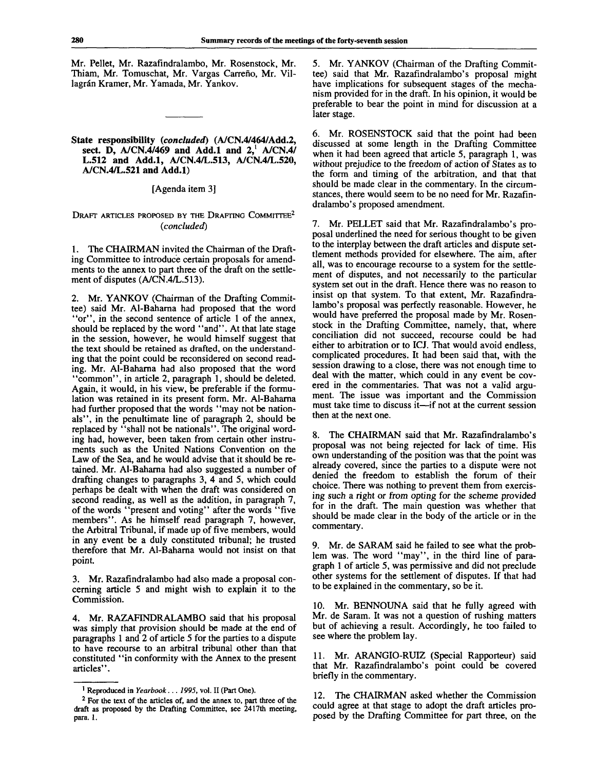Mr. Pellet, Mr. Razafindralambo, Mr. Rosenstock, Mr. Thiam, Mr. Tomuschat, Mr. Vargas Carreño, Mr. Villagrán Kramer, Mr. Yamada, Mr. Yankov.

---

**State responsibility (*concluded*) (A/CN.4/464/Add.2, sect. D, A/CN.4/469 and Add.1 and 2,[1] A/CN.4/L.512 and Add.1, A/CN.4/L.513, A/CN.4/L.520, A/CN.4/L.521 and Add.1)**

[Agenda item 3]

DRAFT ARTICLES PROPOSED BY THE DRAFTING COMMITTEE[2] (*concluded*)

1. The CHAIRMAN invited the Chairman of the Drafting Committee to introduce certain proposals for amendments to the annex to part three of the draft on the settlement of disputes (A/CN.4/L.513).

2. Mr. YANKOV (Chairman of the Drafting Committee) said Mr. Al-Baharna had proposed that the word "or", in the second sentence of article 1 of the annex, should be replaced by the word "and". At that late stage in the session, however, he would himself suggest that the text should be retained as drafted, on the understanding that the point could be reconsidered on second reading. Mr. Al-Baharna had also proposed that the word "common", in article 2, paragraph 1, should be deleted. Again, it would, in his view, be preferable if the formulation was retained in its present form. Mr. Al-Baharna had further proposed that the words "may not be nationals", in the penultimate line of paragraph 2, should be replaced by "shall not be nationals". The original wording had, however, been taken from certain other instruments such as the United Nations Convention on the Law of the Sea, and he would advise that it should be retained. Mr. Al-Baharna had also suggested a number of drafting changes to paragraphs 3, 4 and 5, which could perhaps be dealt with when the draft was considered on second reading, as well as the addition, in paragraph 7, of the words "present and voting" after the words "five members". As he himself read paragraph 7, however, the Arbitral Tribunal, if made up of five members, would in any event be a duly constituted tribunal; he trusted therefore that Mr. Al-Baharna would not insist on that point.

3. Mr. Razafindralambo had also made a proposal concerning article 5 and might wish to explain it to the Commission.

4. Mr. RAZAFINDRALAMBO said that his proposal was simply that provision should be made at the end of paragraphs 1 and 2 of article 5 for the parties to a dispute to have recourse to an arbitral tribunal other than that constituted "in conformity with the Annex to the present articles".

5. Mr. YANKOV (Chairman of the Drafting Committee) said that Mr. Razafindralambo's proposal might have implications for subsequent stages of the mechanism provided for in the draft. In his opinion, it would be preferable to bear the point in mind for discussion at a later stage.

6. Mr. ROSENSTOCK said that the point had been discussed at some length in the Drafting Committee when it had been agreed that article 5, paragraph 1, was without prejudice to the freedom of action of States as to the form and timing of the arbitration, and that that should be made clear in the commentary. In the circumstances, there would seem to be no need for Mr. Razafindralambo's proposed amendment.

7. Mr. PELLET said that Mr. Razafindralambo's proposal underlined the need for serious thought to be given to the interplay between the draft articles and dispute settlement methods provided for elsewhere. The aim, after all, was to encourage recourse to a system for the settlement of disputes, and not necessarily to the particular system set out in the draft. Hence there was no reason to insist on that system. To that extent, Mr. Razafindralambo's proposal was perfectly reasonable. However, he would have preferred the proposal made by Mr. Rosenstock in the Drafting Committee, namely, that, where conciliation did not succeed, recourse could be had either to arbitration or to ICJ. That would avoid endless, complicated procedures. It had been said that, with the session drawing to a close, there was not enough time to deal with the matter, which could in any event be covered in the commentaries. That was not a valid argument. The issue was important and the Commission must take time to discuss it—if not at the current session then at the next one.

8. The CHAIRMAN said that Mr. Razafindralambo's proposal was not being rejected for lack of time. His own understanding of the position was that the point was already covered, since the parties to a dispute were not denied the freedom to establish the forum of their choice. There was nothing to prevent them from exercising such a right or from opting for the scheme provided for in the draft. The main question was whether that should be made clear in the body of the article or in the commentary.

9. Mr. de SARAM said he failed to see what the problem was. The word "may", in the third line of paragraph 1 of article 5, was permissive and did not preclude other systems for the settlement of disputes. If that had to be explained in the commentary, so be it.

10. Mr. BENNOUNA said that he fully agreed with Mr. de Saram. It was not a question of rushing matters but of achieving a result. Accordingly, he too failed to see where the problem lay.

11. Mr. ARANGIO-RUIZ (Special Rapporteur) said that Mr. Razafindralambo's point could be covered briefly in the commentary.

12. The CHAIRMAN asked whether the Commission could agree at that stage to adopt the draft articles proposed by the Drafting Committee for part three, on the

---

[1] Reproduced in *Yearbook . . . 1995*, vol. II (Part One).

[2] For the text of the articles of, and the annex to, part three of the draft as proposed by the Drafting Committee, see 2417th meeting, para. 1.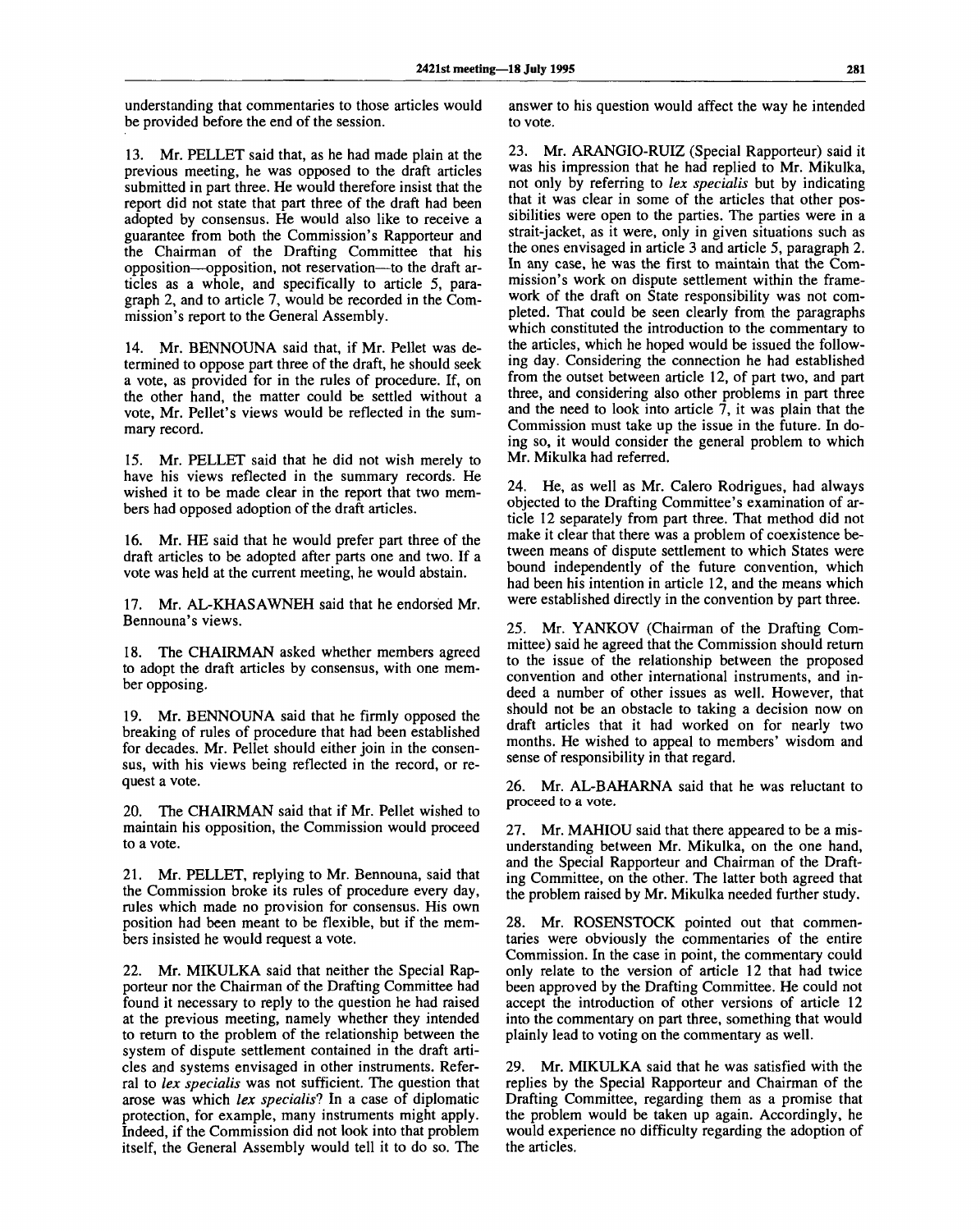understanding that commentaries to those articles would be provided before the end of the session.

13. Mr. PELLET said that, as he had made plain at the previous meeting, he was opposed to the draft articles submitted in part three. He would therefore insist that the report did not state that part three of the draft had been adopted by consensus. He would also like to receive a guarantee from both the Commission's Rapporteur and the Chairman of the Drafting Committee that his opposition—opposition, not reservation—to the draft articles as a whole, and specifically to article 5, paragraph 2, and to article 7, would be recorded in the Commission's report to the General Assembly.

14. Mr. BENNOUNA said that, if Mr. Pellet was determined to oppose part three of the draft, he should seek a vote, as provided for in the rules of procedure. If, on the other hand, the matter could be settled without a vote, Mr. Pellet's views would be reflected in the summary record.

15. Mr. PELLET said that he did not wish merely to have his views reflected in the summary records. He wished it to be made clear in the report that two members had opposed adoption of the draft articles.

16. Mr. HE said that he would prefer part three of the draft articles to be adopted after parts one and two. If a vote was held at the current meeting, he would abstain.

17. Mr. AL-KHASAWNEH said that he endorsed Mr. Bennouna's views.

18. The CHAIRMAN asked whether members agreed to adopt the draft articles by consensus, with one member opposing.

19. Mr. BENNOUNA said that he firmly opposed the breaking of rules of procedure that had been established for decades. Mr. Pellet should either join in the consensus, with his views being reflected in the record, or request a vote.

20. The CHAIRMAN said that if Mr. Pellet wished to maintain his opposition, the Commission would proceed to a vote.

21. Mr. PELLET, replying to Mr. Bennouna, said that the Commission broke its rules of procedure every day, rules which made no provision for consensus. His own position had been meant to be flexible, but if the members insisted he would request a vote.

22. Mr. MIKULKA said that neither the Special Rapporteur nor the Chairman of the Drafting Committee had found it necessary to reply to the question he had raised at the previous meeting, namely whether they intended to return to the problem of the relationship between the system of dispute settlement contained in the draft articles and systems envisaged in other instruments. Referral to *lex specialis* was not sufficient. The question that arose was which *lex specialis*? In a case of diplomatic protection, for example, many instruments might apply. Indeed, if the Commission did not look into that problem itself, the General Assembly would tell it to do so. The answer to his question would affect the way he intended to vote.

23. Mr. ARANGIO-RUIZ (Special Rapporteur) said it was his impression that he had replied to Mr. Mikulka, not only by referring to *lex specialis* but by indicating that it was clear in some of the articles that other possibilities were open to the parties. The parties were in a strait-jacket, as it were, only in given situations such as the ones envisaged in article 3 and article 5, paragraph 2. In any case, he was the first to maintain that the Commission's work on dispute settlement within the framework of the draft on State responsibility was not completed. That could be seen clearly from the paragraphs which constituted the introduction to the commentary to the articles, which he hoped would be issued the following day. Considering the connection he had established from the outset between article 12, of part two, and part three, and considering also other problems in part three and the need to look into article 7, it was plain that the Commission must take up the issue in the future. In doing so, it would consider the general problem to which Mr. Mikulka had referred.

24. He, as well as Mr. Calero Rodrigues, had always objected to the Drafting Committee's examination of article 12 separately from part three. That method did not make it clear that there was a problem of coexistence between means of dispute settlement to which States were bound independently of the future convention, which had been his intention in article 12, and the means which were established directly in the convention by part three.

25. Mr. YANKOV (Chairman of the Drafting Committee) said he agreed that the Commission should return to the issue of the relationship between the proposed convention and other international instruments, and indeed a number of other issues as well. However, that should not be an obstacle to taking a decision now on draft articles that it had worked on for nearly two months. He wished to appeal to members' wisdom and sense of responsibility in that regard.

26. Mr. AL-BAHARNA said that he was reluctant to proceed to a vote.

27. Mr. MAHIOU said that there appeared to be a misunderstanding between Mr. Mikulka, on the one hand, and the Special Rapporteur and Chairman of the Drafting Committee, on the other. The latter both agreed that the problem raised by Mr. Mikulka needed further study.

28. Mr. ROSENSTOCK pointed out that commentaries were obviously the commentaries of the entire Commission. In the case in point, the commentary could only relate to the version of article 12 that had twice been approved by the Drafting Committee. He could not accept the introduction of other versions of article 12 into the commentary on part three, something that would plainly lead to voting on the commentary as well.

29. Mr. MIKULKA said that he was satisfied with the replies by the Special Rapporteur and Chairman of the Drafting Committee, regarding them as a promise that the problem would be taken up again. Accordingly, he would experience no difficulty regarding the adoption of the articles.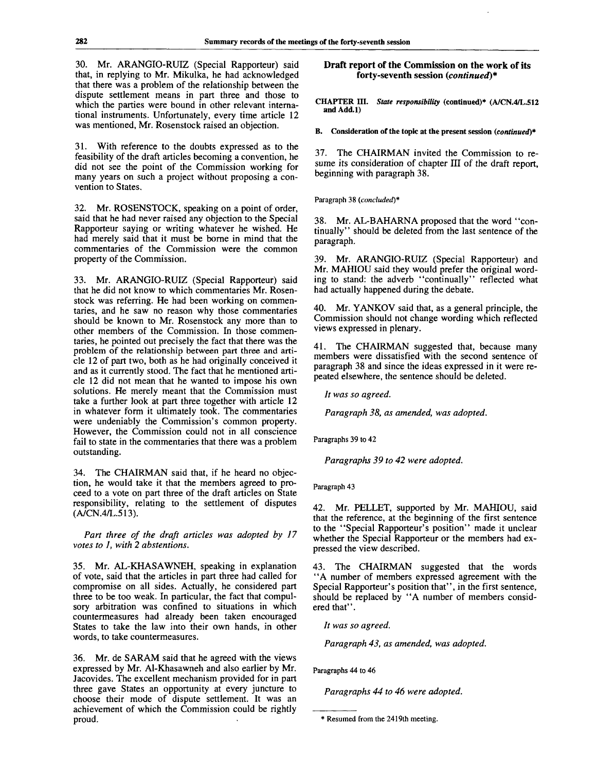30. Mr. ARANGIO-RUIZ (Special Rapporteur) said that, in replying to Mr. Mikulka, he had acknowledged that there was a problem of the relationship between the dispute settlement means in part three and those to which the parties were bound in other relevant international instruments. Unfortunately, every time article 12 was mentioned, Mr. Rosenstock raised an objection.

31. With reference to the doubts expressed as to the feasibility of the draft articles becoming a convention, he did not see the point of the Commission working for many years on such a project without proposing a convention to States.

32. Mr. ROSENSTOCK, speaking on a point of order, said that he had never raised any objection to the Special Rapporteur saying or writing whatever he wished. He had merely said that it must be borne in mind that the commentaries of the Commission were the common property of the Commission.

33. Mr. ARANGIO-RUIZ (Special Rapporteur) said that he did not know to which commentaries Mr. Rosenstock was referring. He had been working on commentaries, and he saw no reason why those commentaries should be known to Mr. Rosenstock any more than to other members of the Commission. In those commentaries, he pointed out precisely the fact that there was the problem of the relationship between part three and article 12 of part two, both as he had originally conceived it and as it currently stood. The fact that he mentioned article 12 did not mean that he wanted to impose his own solutions. He merely meant that the Commission must take a further look at part three together with article 12 in whatever form it ultimately took. The commentaries were undeniably the Commission's common property. However, the Commission could not in all conscience fail to state in the commentaries that there was a problem outstanding.

34. The CHAIRMAN said that, if he heard no objection, he would take it that the members agreed to proceed to a vote on part three of the draft articles on State responsibility, relating to the settlement of disputes (A/CN.4/L.513).

*Part three of the draft articles was adopted by 17 votes to 1, with 2 abstentions.*

35. Mr. AL-KHASAWNEH, speaking in explanation of vote, said that the articles in part three had called for compromise on all sides. Actually, he considered part three to be too weak. In particular, the fact that compulsory arbitration was confined to situations in which countermeasures had already been taken encouraged States to take the law into their own hands, in other words, to take countermeasures.

36. Mr. de SARAM said that he agreed with the views expressed by Mr. Al-Khasawneh and also earlier by Mr. Jacovides. The excellent mechanism provided for in part three gave States an opportunity at every juncture to choose their mode of dispute settlement. It was an achievement of which the Commission could be rightly proud.

## Draft report of the Commission on the work of its forty-seventh session (*continued*)*

**CHAPTER III.** ***State responsibility*** **(continued)* (A/CN.4/L.512 and Add.1)**

**B. Consideration of the topic at the present session (*continued*)***

37. The CHAIRMAN invited the Commission to resume its consideration of chapter III of the draft report, beginning with paragraph 38.

Paragraph 38 (*concluded*)*

38. Mr. AL-BAHARNA proposed that the word "continually" should be deleted from the last sentence of the paragraph.

39. Mr. ARANGIO-RUIZ (Special Rapporteur) and Mr. MAHIOU said they would prefer the original wording to stand: the adverb "continually" reflected what had actually happened during the debate.

40. Mr. YANKOV said that, as a general principle, the Commission should not change wording which reflected views expressed in plenary.

41. The CHAIRMAN suggested that, because many members were dissatisfied with the second sentence of paragraph 38 and since the ideas expressed in it were repeated elsewhere, the sentence should be deleted.

*It was so agreed.*

*Paragraph 38, as amended, was adopted.*

Paragraphs 39 to 42

*Paragraphs 39 to 42 were adopted.*

Paragraph 43

42. Mr. PELLET, supported by Mr. MAHIOU, said that the reference, at the beginning of the first sentence to the "Special Rapporteur's position" made it unclear whether the Special Rapporteur or the members had expressed the view described.

43. The CHAIRMAN suggested that the words "A number of members expressed agreement with the Special Rapporteur's position that", in the first sentence, should be replaced by "A number of members considered that".

*It was so agreed.*

*Paragraph 43, as amended, was adopted.*

Paragraphs 44 to 46

*Paragraphs 44 to 46 were adopted.*

---

* Resumed from the 2419th meeting.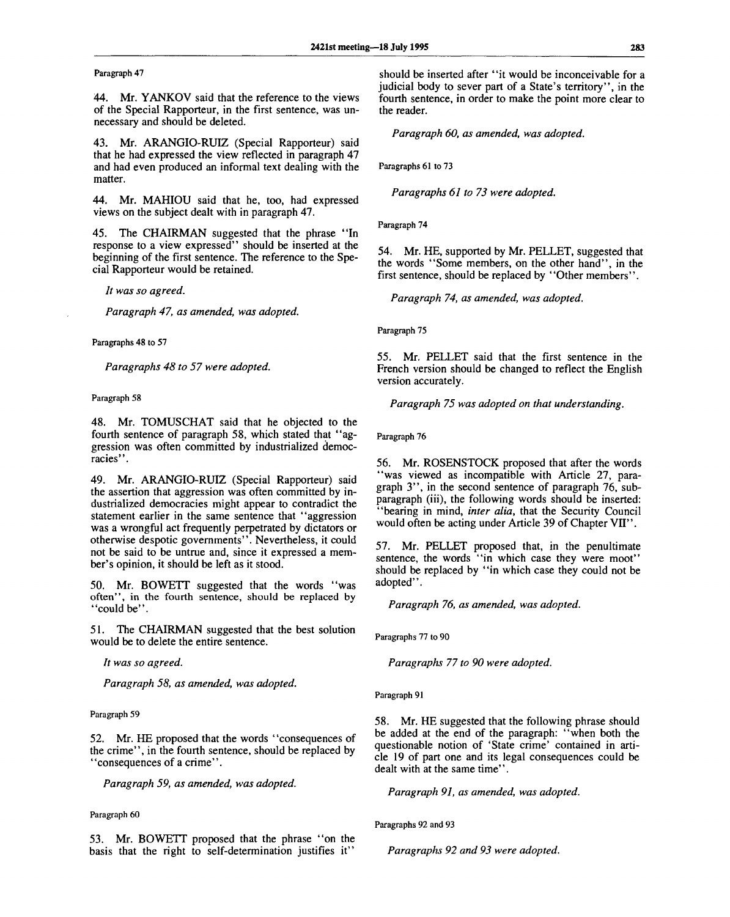Paragraph 47

44. Mr. YANKOV said that the reference to the views of the Special Rapporteur, in the first sentence, was unnecessary and should be deleted.

43. Mr. ARANGIO-RUIZ (Special Rapporteur) said that he had expressed the view reflected in paragraph 47 and had even produced an informal text dealing with the matter.

44. Mr. MAHIOU said that he, too, had expressed views on the subject dealt with in paragraph 47.

45. The CHAIRMAN suggested that the phrase "In response to a view expressed" should be inserted at the beginning of the first sentence. The reference to the Special Rapporteur would be retained.

*It was so agreed.*

*Paragraph 47, as amended, was adopted.*

Paragraphs 48 to 57

*Paragraphs 48 to 57 were adopted.*

Paragraph 58

48. Mr. TOMUSCHAT said that he objected to the fourth sentence of paragraph 58, which stated that "aggression was often committed by industrialized democracies".

49. Mr. ARANGIO-RUIZ (Special Rapporteur) said the assertion that aggression was often committed by industrialized democracies might appear to contradict the statement earlier in the same sentence that "aggression was a wrongful act frequently perpetrated by dictators or otherwise despotic governments". Nevertheless, it could not be said to be untrue and, since it expressed a member's opinion, it should be left as it stood.

50. Mr. BOWETT suggested that the words "was often", in the fourth sentence, should be replaced by "could be".

51. The CHAIRMAN suggested that the best solution would be to delete the entire sentence.

*It was so agreed.*

*Paragraph 58, as amended, was adopted.*

Paragraph 59

52. Mr. HE proposed that the words "consequences of the crime", in the fourth sentence, should be replaced by "consequences of a crime".

*Paragraph 59, as amended, was adopted.*

Paragraph 60

53. Mr. BOWETT proposed that the phrase "on the basis that the right to self-determination justifies it" should be inserted after "it would be inconceivable for a judicial body to sever part of a State's territory", in the fourth sentence, in order to make the point more clear to the reader.

*Paragraph 60, as amended, was adopted.*

Paragraphs 61 to 73

*Paragraphs 61 to 73 were adopted.*

Paragraph 74

54. Mr. HE, supported by Mr. PELLET, suggested that the words "Some members, on the other hand", in the first sentence, should be replaced by "Other members".

*Paragraph 74, as amended, was adopted.*

Paragraph 75

55. Mr. PELLET said that the first sentence in the French version should be changed to reflect the English version accurately.

*Paragraph 75 was adopted on that understanding.*

Paragraph 76

56. Mr. ROSENSTOCK proposed that after the words "was viewed as incompatible with Article 27, paragraph 3", in the second sentence of paragraph 76, subparagraph (iii), the following words should be inserted: "bearing in mind, *inter alia*, that the Security Council would often be acting under Article 39 of Chapter VII".

57. Mr. PELLET proposed that, in the penultimate sentence, the words "in which case they were moot" should be replaced by "in which case they could not be adopted".

*Paragraph 76, as amended, was adopted.*

Paragraphs 77 to 90

*Paragraphs 77 to 90 were adopted.*

Paragraph 91

58. Mr. HE suggested that the following phrase should be added at the end of the paragraph: "when both the questionable notion of 'State crime' contained in article 19 of part one and its legal consequences could be dealt with at the same time".

*Paragraph 91, as amended, was adopted.*

Paragraphs 92 and 93

*Paragraphs 92 and 93 were adopted.*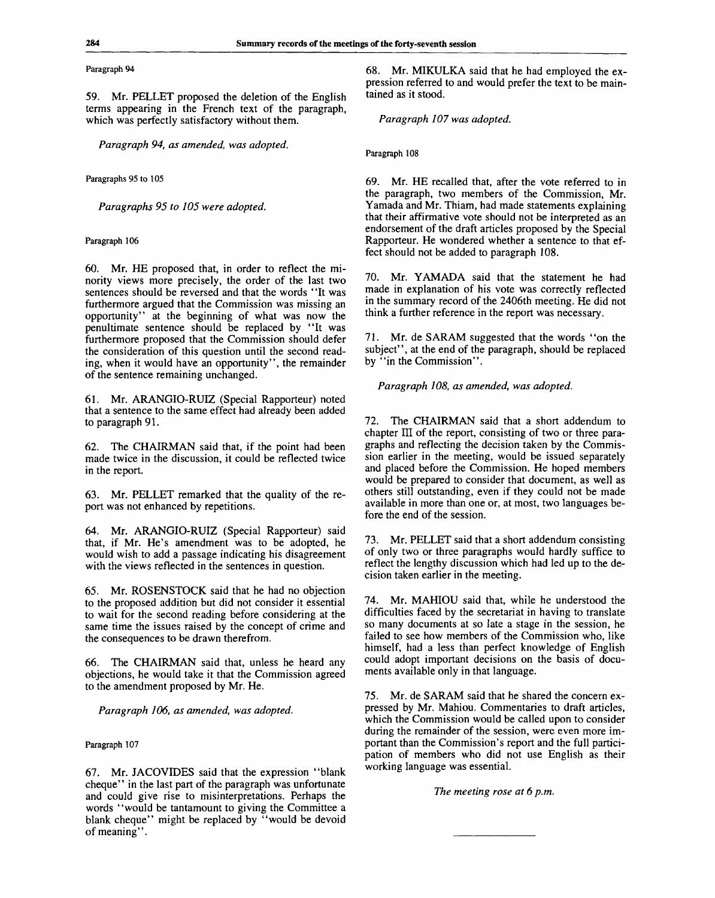Paragraph 94

59. Mr. PELLET proposed the deletion of the English terms appearing in the French text of the paragraph, which was perfectly satisfactory without them.

*Paragraph 94, as amended, was adopted.*

Paragraphs 95 to 105

*Paragraphs 95 to 105 were adopted.*

Paragraph 106

60. Mr. HE proposed that, in order to reflect the minority views more precisely, the order of the last two sentences should be reversed and that the words "It was furthermore argued that the Commission was missing an opportunity" at the beginning of what was now the penultimate sentence should be replaced by "It was furthermore proposed that the Commission should defer the consideration of this question until the second reading, when it would have an opportunity", the remainder of the sentence remaining unchanged.

61. Mr. ARANGIO-RUIZ (Special Rapporteur) noted that a sentence to the same effect had already been added to paragraph 91.

62. The CHAIRMAN said that, if the point had been made twice in the discussion, it could be reflected twice in the report.

63. Mr. PELLET remarked that the quality of the report was not enhanced by repetitions.

64. Mr. ARANGIO-RUIZ (Special Rapporteur) said that, if Mr. He's amendment was to be adopted, he would wish to add a passage indicating his disagreement with the views reflected in the sentences in question.

65. Mr. ROSENSTOCK said that he had no objection to the proposed addition but did not consider it essential to wait for the second reading before considering at the same time the issues raised by the concept of crime and the consequences to be drawn therefrom.

66. The CHAIRMAN said that, unless he heard any objections, he would take it that the Commission agreed to the amendment proposed by Mr. He.

*Paragraph 106, as amended, was adopted.*

Paragraph 107

67. Mr. JACOVIDES said that the expression "blank cheque" in the last part of the paragraph was unfortunate and could give rise to misinterpretations. Perhaps the words "would be tantamount to giving the Committee a blank cheque" might be replaced by "would be devoid of meaning".

68. Mr. MIKULKA said that he had employed the expression referred to and would prefer the text to be maintained as it stood.

*Paragraph 107 was adopted.*

Paragraph 108

69. Mr. HE recalled that, after the vote referred to in the paragraph, two members of the Commission, Mr. Yamada and Mr. Thiam, had made statements explaining that their affirmative vote should not be interpreted as an endorsement of the draft articles proposed by the Special Rapporteur. He wondered whether a sentence to that effect should not be added to paragraph 108.

70. Mr. YAMADA said that the statement he had made in explanation of his vote was correctly reflected in the summary record of the 2406th meeting. He did not think a further reference in the report was necessary.

71. Mr. de SARAM suggested that the words "on the subject", at the end of the paragraph, should be replaced by "in the Commission".

*Paragraph 108, as amended, was adopted.*

72. The CHAIRMAN said that a short addendum to chapter III of the report, consisting of two or three paragraphs and reflecting the decision taken by the Commission earlier in the meeting, would be issued separately and placed before the Commission. He hoped members would be prepared to consider that document, as well as others still outstanding, even if they could not be made available in more than one or, at most, two languages before the end of the session.

73. Mr. PELLET said that a short addendum consisting of only two or three paragraphs would hardly suffice to reflect the lengthy discussion which had led up to the decision taken earlier in the meeting.

74. Mr. MAHIOU said that, while he understood the difficulties faced by the secretariat in having to translate so many documents at so late a stage in the session, he failed to see how members of the Commission who, like himself, had a less than perfect knowledge of English could adopt important decisions on the basis of documents available only in that language.

75. Mr. de SARAM said that he shared the concern expressed by Mr. Mahiou. Commentaries to draft articles, which the Commission would be called upon to consider during the remainder of the session, were even more important than the Commission's report and the full participation of members who did not use English as their working language was essential.

*The meeting rose at 6 p.m.*